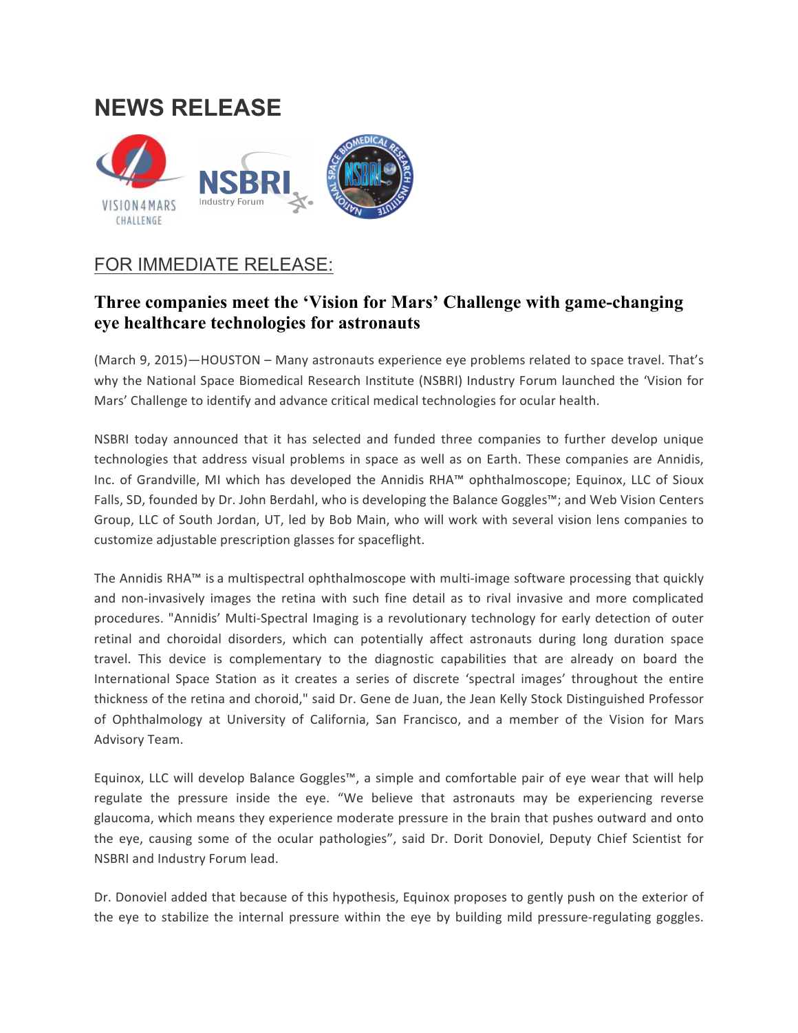# NEWS RELEASE

FOR IMMEDIATE RELEASE:

## Three companies meet the 'Vision for Mars' Challenge with game-changing eye healthcare technologies for astronauts

(March 9, 2015)—HOUSTON – Many astronauts experience eye problems related to space travel. That's why the National Space Biomedical Research Institute (NSBRI) Industry Forum launched the 'Vision for Mars' Challenge to identify and advance critical medical technologies for ocular health.

NSBRI today announced that it has selected and funded three companies to further develop unique technologies that address visual problems in space as well as on Earth. These companies are Annidis, Inc. of Grandville, MI which has developed the Annidis RHA™ ophthalmoscope; Equinox, LLC of Sioux Falls, SD, founded by Dr. John Berdahl, who is developing the Balance Goggles™; and Web Vision Centers Group, LLC of South Jordan, UT, led by Bob Main, who will work with several vision lens companies to customize adjustable prescription glasses for spaceflight.

The Annidis RHA™ is a multispectral ophthalmoscope with multi-image software processing that quickly and non-invasively images the retina with such fine detail as to rival invasive and more complicated procedures. "Annidis' Multi-Spectral Imaging is a revolutionary technology for early detection of outer retinal and choroidal disorders, which can potentially affect astronauts during long duration space travel. This device is complementary to the diagnostic capabilities that are already on board the International Space Station as it creates a series of discrete 'spectral images' throughout the entire thickness of the retina and choroid," said Dr. Gene de Juan, the Jean Kelly Stock Distinguished Professor of Ophthalmology at University of California, San Francisco, and a member of the Vision for Mars Advisory Team.

Equinox, LLC will develop Balance Goggles™, a simple and comfortable pair of eye wear that will help regulate the pressure inside the eye. "We believe that astronauts may be experiencing reverse glaucoma, which means they experience moderate pressure in the brain that pushes outward and onto the eye, causing some of the ocular pathologies", said Dr. Dorit Donoviel, Deputy Chief Scientist for NSBRI and Industry Forum lead.

Dr. Donoviel added that because of this hypothesis, Equinox proposes to gently push on the exterior of the eye to stabilize the internal pressure within the eye by building mild pressure-regulating goggles.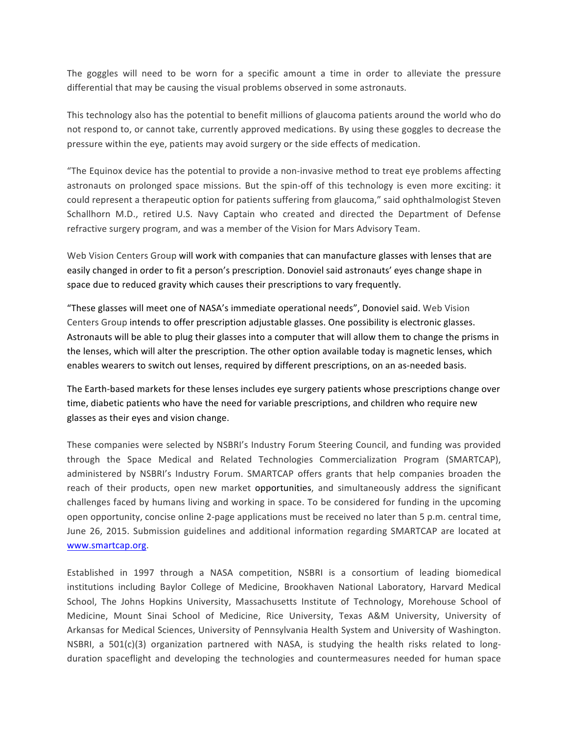The goggles will need to be worn for a specific amount a time in order to alleviate the pressure differential that may be causing the visual problems observed in some astronauts.

This technology also has the potential to benefit millions of glaucoma patients around the world who do not respond to, or cannot take, currently approved medications. By using these goggles to decrease the pressure within the eye, patients may avoid surgery or the side effects of medication.

"The Equinox device has the potential to provide a non-invasive method to treat eye problems affecting astronauts on prolonged space missions. But the spin-off of this technology is even more exciting: it could represent a therapeutic option for patients suffering from glaucoma," said ophthalmologist Steven Schallhorn M.D., retired U.S. Navy Captain who created and directed the Department of Defense refractive surgery program, and was a member of the Vision for Mars Advisory Team.

Web Vision Centers Group will work with companies that can manufacture glasses with lenses that are easily changed in order to fit a person's prescription. Donoviel said astronauts' eyes change shape in space due to reduced gravity which causes their prescriptions to vary frequently.

"These glasses will meet one of NASA's immediate operational needs", Donoviel said. Web Vision Centers Group intends to offer prescription adjustable glasses. One possibility is electronic glasses. Astronauts will be able to plug their glasses into a computer that will allow them to change the prisms in the lenses, which will alter the prescription. The other option available today is magnetic lenses, which enables wearers to switch out lenses, required by different prescriptions, on an as-needed basis.

The Earth-based markets for these lenses includes eye surgery patients whose prescriptions change over time, diabetic patients who have the need for variable prescriptions, and children who require new glasses as their eyes and vision change.

These companies were selected by NSBRI's Industry Forum Steering Council, and funding was provided through the Space Medical and Related Technologies Commercialization Program (SMARTCAP), administered by NSBRI's Industry Forum. SMARTCAP offers grants that help companies broaden the reach of their products, open new market opportunities, and simultaneously address the significant challenges faced by humans living and working in space. To be considered for funding in the upcoming open opportunity, concise online 2-page applications must be received no later than 5 p.m. central time, June 26, 2015. Submission guidelines and additional information regarding SMARTCAP are located at [www.smartcap.org](www.smartcap.org).

Established in 1997 through a NASA competition, NSBRI is a consortium of leading biomedical institutions including Baylor College of Medicine, Brookhaven National Laboratory, Harvard Medical School, The Johns Hopkins University, Massachusetts Institute of Technology, Morehouse School of Medicine, Mount Sinai School of Medicine, Rice University, Texas A&M University, University of Arkansas for Medical Sciences, University of Pennsylvania Health System and University of Washington. NSBRI, a 501(c)(3) organization partnered with NASA, is studying the health risks related to long-duration spaceflight and developing the technologies and countermeasures needed for human space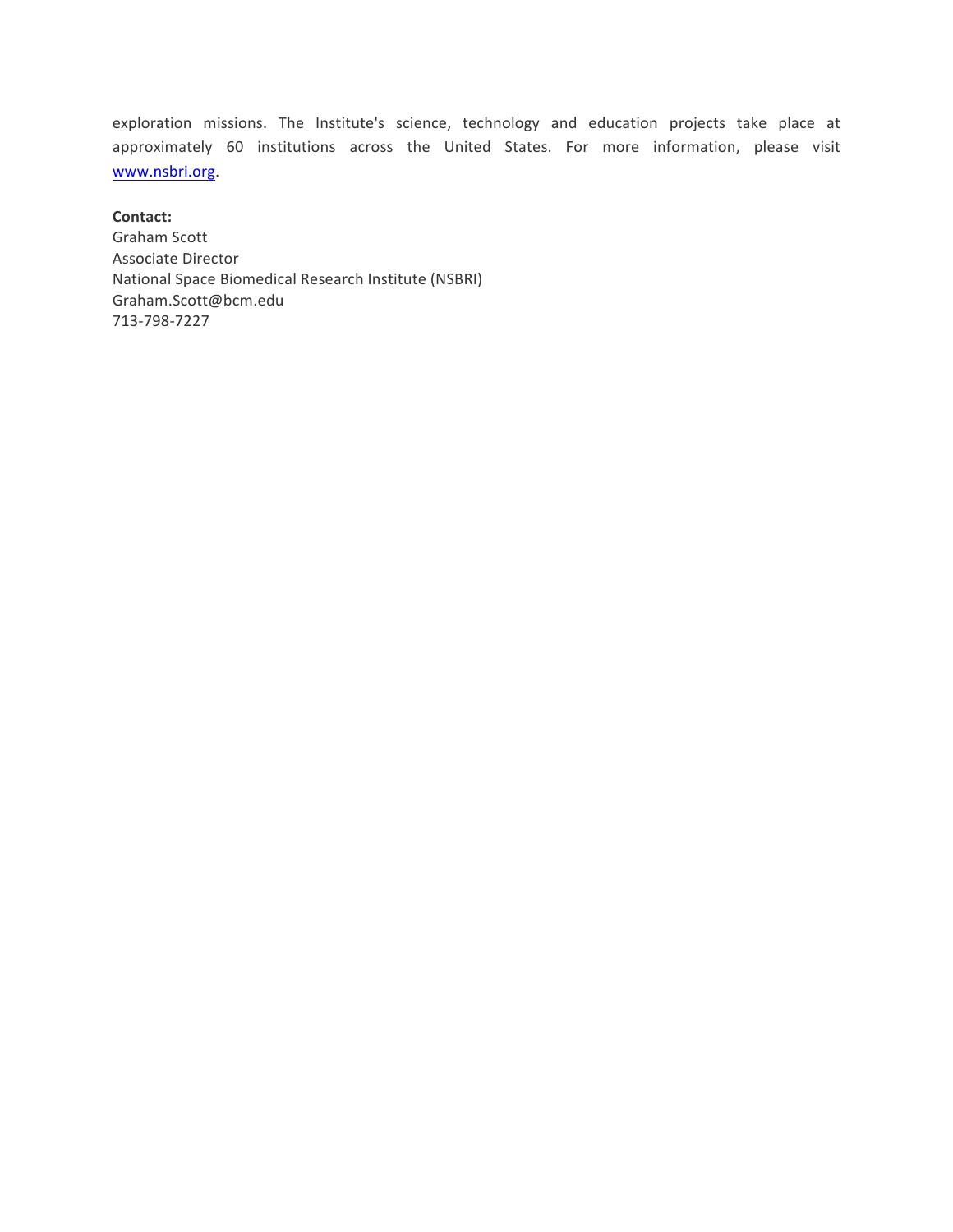exploration missions. The Institute's science, technology and education projects take place at approximately 60 institutions across the United States. For more information, please visit [www.nsbri.org](http://www.nsbri.org).

**Contact:**
Graham Scott
Associate Director
National Space Biomedical Research Institute (NSBRI)
Graham.Scott@bcm.edu
713-798-7227